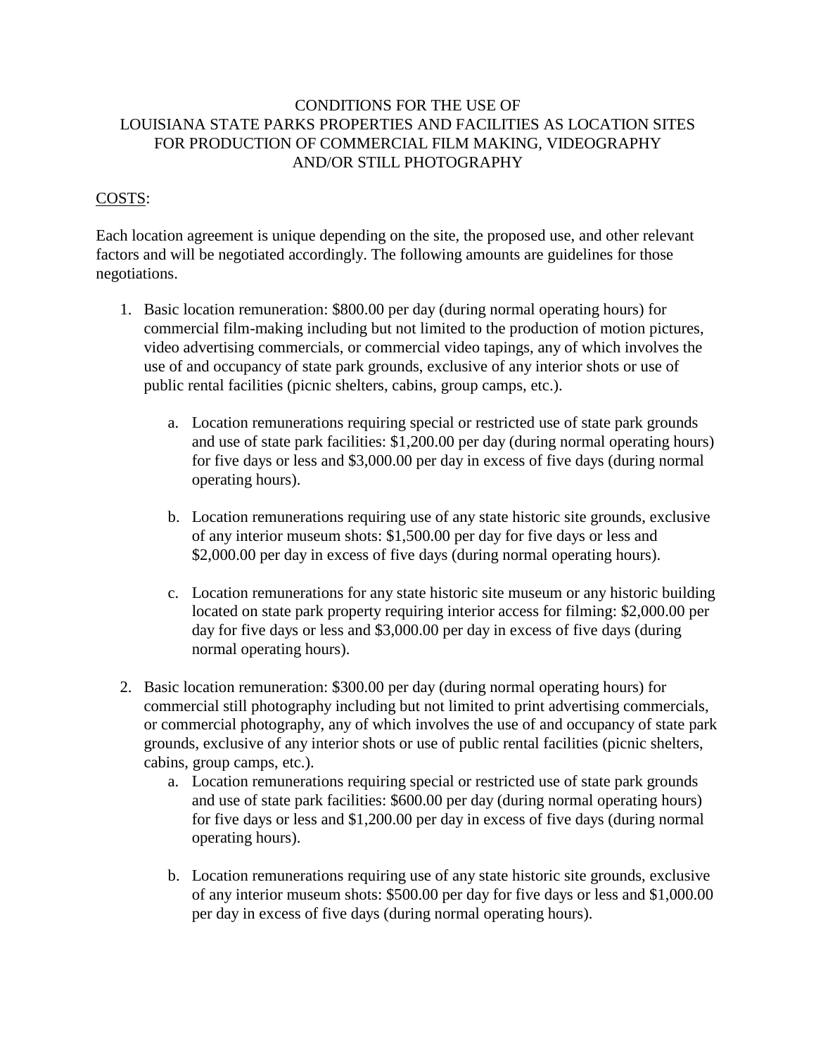# CONDITIONS FOR THE USE OF LOUISIANA STATE PARKS PROPERTIES AND FACILITIES AS LOCATION SITES FOR PRODUCTION OF COMMERCIAL FILM MAKING, VIDEOGRAPHY AND/OR STILL PHOTOGRAPHY

## COSTS:

Each location agreement is unique depending on the site, the proposed use, and other relevant factors and will be negotiated accordingly. The following amounts are guidelines for those negotiations.

1. Basic location remuneration: $800.00 per day (during normal operating hours) for commercial film-making including but not limited to the production of motion pictures, video advertising commercials, or commercial video tapings, any of which involves the use of and occupancy of state park grounds, exclusive of any interior shots or use of public rental facilities (picnic shelters, cabins, group camps, etc.).

    a. Location remunerations requiring special or restricted use of state park grounds and use of state park facilities: $1,200.00 per day (during normal operating hours) for five days or less and $3,000.00 per day in excess of five days (during normal operating hours).

    b. Location remunerations requiring use of any state historic site grounds, exclusive of any interior museum shots: $1,500.00 per day for five days or less and $2,000.00 per day in excess of five days (during normal operating hours).

    c. Location remunerations for any state historic site museum or any historic building located on state park property requiring interior access for filming: $2,000.00 per day for five days or less and $3,000.00 per day in excess of five days (during normal operating hours).

2. Basic location remuneration: $300.00 per day (during normal operating hours) for commercial still photography including but not limited to print advertising commercials, or commercial photography, any of which involves the use of and occupancy of state park grounds, exclusive of any interior shots or use of public rental facilities (picnic shelters, cabins, group camps, etc.).

    a. Location remunerations requiring special or restricted use of state park grounds and use of state park facilities: $600.00 per day (during normal operating hours) for five days or less and $1,200.00 per day in excess of five days (during normal operating hours).

    b. Location remunerations requiring use of any state historic site grounds, exclusive of any interior museum shots: $500.00 per day for five days or less and $1,000.00 per day in excess of five days (during normal operating hours).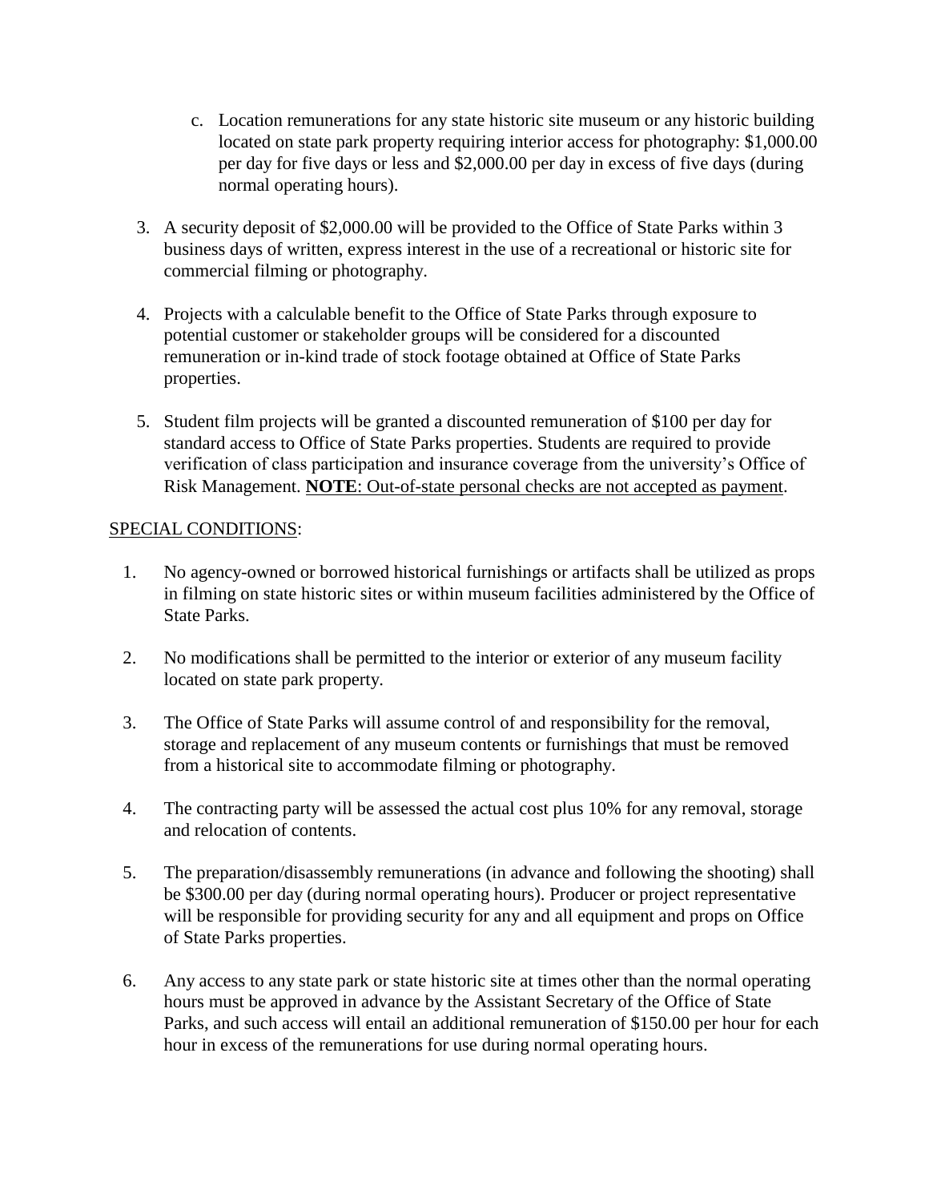c. Location remunerations for any state historic site museum or any historic building located on state park property requiring interior access for photography: $1,000.00 per day for five days or less and $2,000.00 per day in excess of five days (during normal operating hours).

3. A security deposit of $2,000.00 will be provided to the Office of State Parks within 3 business days of written, express interest in the use of a recreational or historic site for commercial filming or photography.

4. Projects with a calculable benefit to the Office of State Parks through exposure to potential customer or stakeholder groups will be considered for a discounted remuneration or in-kind trade of stock footage obtained at Office of State Parks properties.

5. Student film projects will be granted a discounted remuneration of $100 per day for standard access to Office of State Parks properties. Students are required to provide verification of class participation and insurance coverage from the university's Office of Risk Management. <u>**NOTE**: Out-of-state personal checks are not accepted as payment</u>.

<u>SPECIAL CONDITIONS</u>:

1. No agency-owned or borrowed historical furnishings or artifacts shall be utilized as props in filming on state historic sites or within museum facilities administered by the Office of State Parks.

2. No modifications shall be permitted to the interior or exterior of any museum facility located on state park property.

3. The Office of State Parks will assume control of and responsibility for the removal, storage and replacement of any museum contents or furnishings that must be removed from a historical site to accommodate filming or photography.

4. The contracting party will be assessed the actual cost plus 10% for any removal, storage and relocation of contents.

5. The preparation/disassembly remunerations (in advance and following the shooting) shall be $300.00 per day (during normal operating hours). Producer or project representative will be responsible for providing security for any and all equipment and props on Office of State Parks properties.

6. Any access to any state park or state historic site at times other than the normal operating hours must be approved in advance by the Assistant Secretary of the Office of State Parks, and such access will entail an additional remuneration of $150.00 per hour for each hour in excess of the remunerations for use during normal operating hours.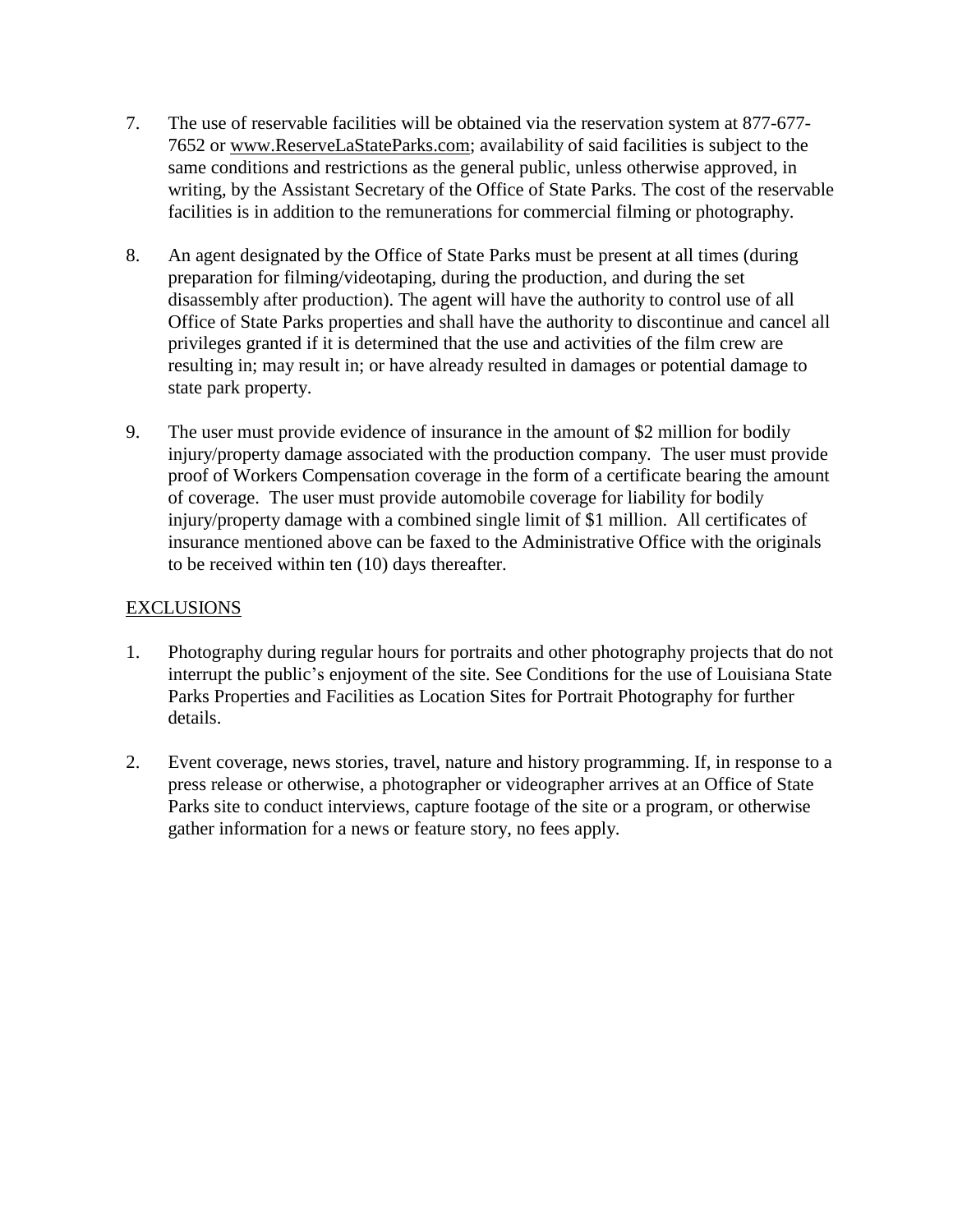7. The use of reservable facilities will be obtained via the reservation system at 877-677-7652 or www.ReserveLaStateParks.com; availability of said facilities is subject to the same conditions and restrictions as the general public, unless otherwise approved, in writing, by the Assistant Secretary of the Office of State Parks. The cost of the reservable facilities is in addition to the remunerations for commercial filming or photography.

8. An agent designated by the Office of State Parks must be present at all times (during preparation for filming/videotaping, during the production, and during the set disassembly after production). The agent will have the authority to control use of all Office of State Parks properties and shall have the authority to discontinue and cancel all privileges granted if it is determined that the use and activities of the film crew are resulting in; may result in; or have already resulted in damages or potential damage to state park property.

9. The user must provide evidence of insurance in the amount of $2 million for bodily injury/property damage associated with the production company. The user must provide proof of Workers Compensation coverage in the form of a certificate bearing the amount of coverage. The user must provide automobile coverage for liability for bodily injury/property damage with a combined single limit of $1 million. All certificates of insurance mentioned above can be faxed to the Administrative Office with the originals to be received within ten (10) days thereafter.

EXCLUSIONS

1. Photography during regular hours for portraits and other photography projects that do not interrupt the public's enjoyment of the site. See Conditions for the use of Louisiana State Parks Properties and Facilities as Location Sites for Portrait Photography for further details.

2. Event coverage, news stories, travel, nature and history programming. If, in response to a press release or otherwise, a photographer or videographer arrives at an Office of State Parks site to conduct interviews, capture footage of the site or a program, or otherwise gather information for a news or feature story, no fees apply.